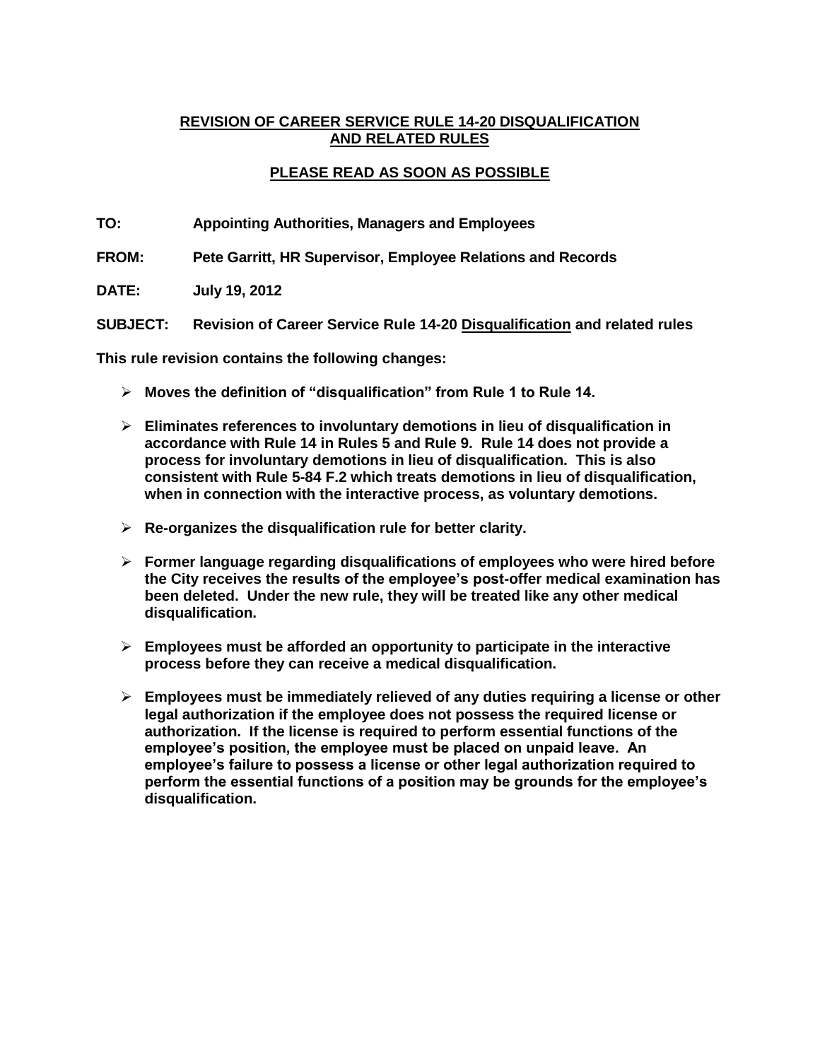# REVISION OF CAREER SERVICE RULE 14-20 DISQUALIFICATION AND RELATED RULES

## PLEASE READ AS SOON AS POSSIBLE

**TO:** Appointing Authorities, Managers and Employees

**FROM:** Pete Garritt, HR Supervisor, Employee Relations and Records

**DATE:** July 19, 2012

**SUBJECT:** Revision of Career Service Rule 14-20 Disqualification and related rules

**This rule revision contains the following changes:**

- **Moves the definition of "disqualification" from Rule 1 to Rule 14.**
- **Eliminates references to involuntary demotions in lieu of disqualification in accordance with Rule 14 in Rules 5 and Rule 9. Rule 14 does not provide a process for involuntary demotions in lieu of disqualification. This is also consistent with Rule 5-84 F.2 which treats demotions in lieu of disqualification, when in connection with the interactive process, as voluntary demotions.**
- **Re-organizes the disqualification rule for better clarity.**
- **Former language regarding disqualifications of employees who were hired before the City receives the results of the employee's post-offer medical examination has been deleted. Under the new rule, they will be treated like any other medical disqualification.**
- **Employees must be afforded an opportunity to participate in the interactive process before they can receive a medical disqualification.**
- **Employees must be immediately relieved of any duties requiring a license or other legal authorization if the employee does not possess the required license or authorization. If the license is required to perform essential functions of the employee's position, the employee must be placed on unpaid leave. An employee's failure to possess a license or other legal authorization required to perform the essential functions of a position may be grounds for the employee's disqualification.**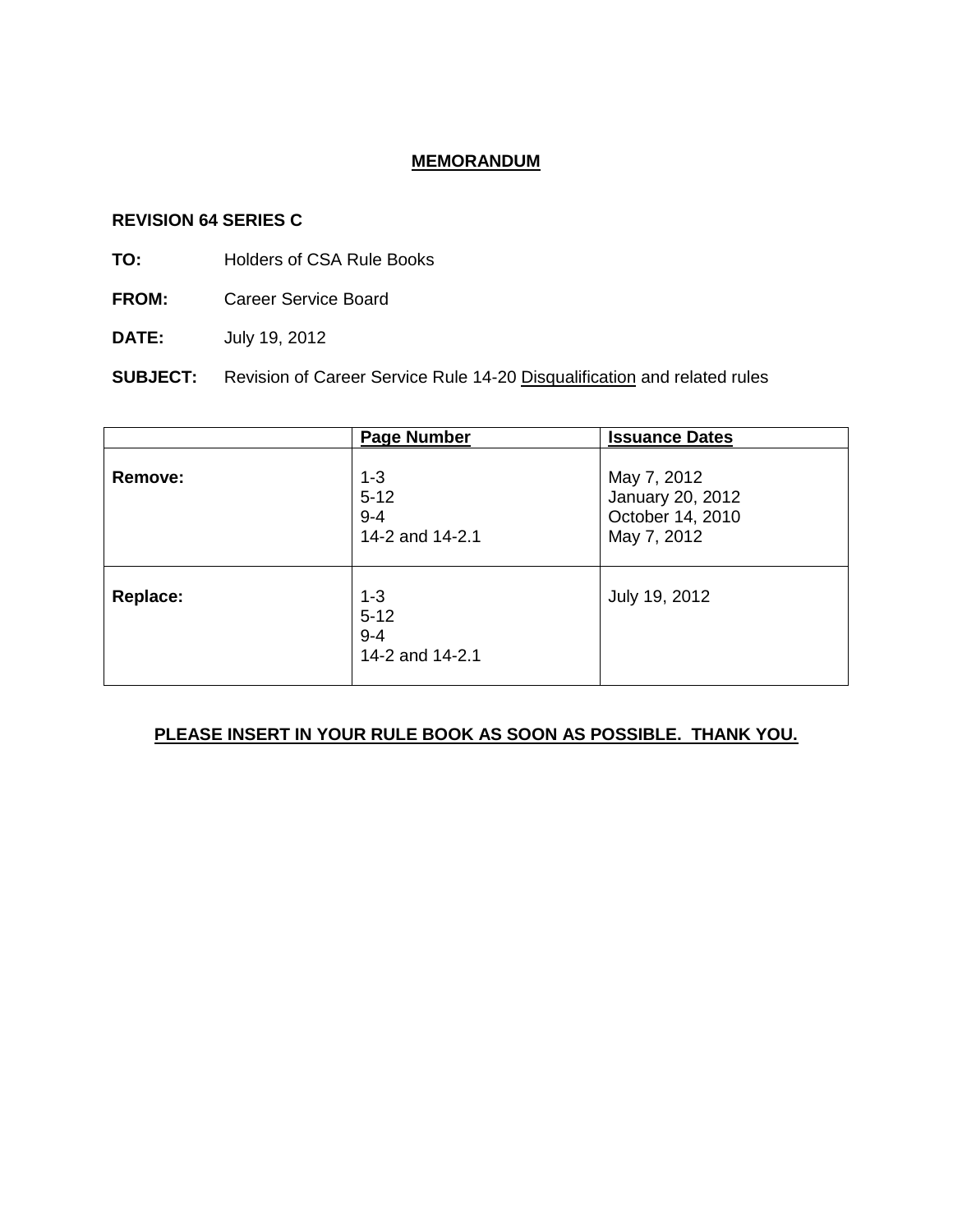**MEMORANDUM**

**REVISION 64 SERIES C**

**TO:** Holders of CSA Rule Books

**FROM:** Career Service Board

**DATE:** July 19, 2012

**SUBJECT:** Revision of Career Service Rule 14-20 Disqualification and related rules

| | Page Number | Issuance Dates |
|---|---|---|
| **Remove:** | 1-3<br>5-12<br>9-4<br>14-2 and 14-2.1 | May 7, 2012<br>January 20, 2012<br>October 14, 2010<br>May 7, 2012 |
| **Replace:** | 1-3<br>5-12<br>9-4<br>14-2 and 14-2.1 | July 19, 2012 |

**PLEASE INSERT IN YOUR RULE BOOK AS SOON AS POSSIBLE. THANK YOU.**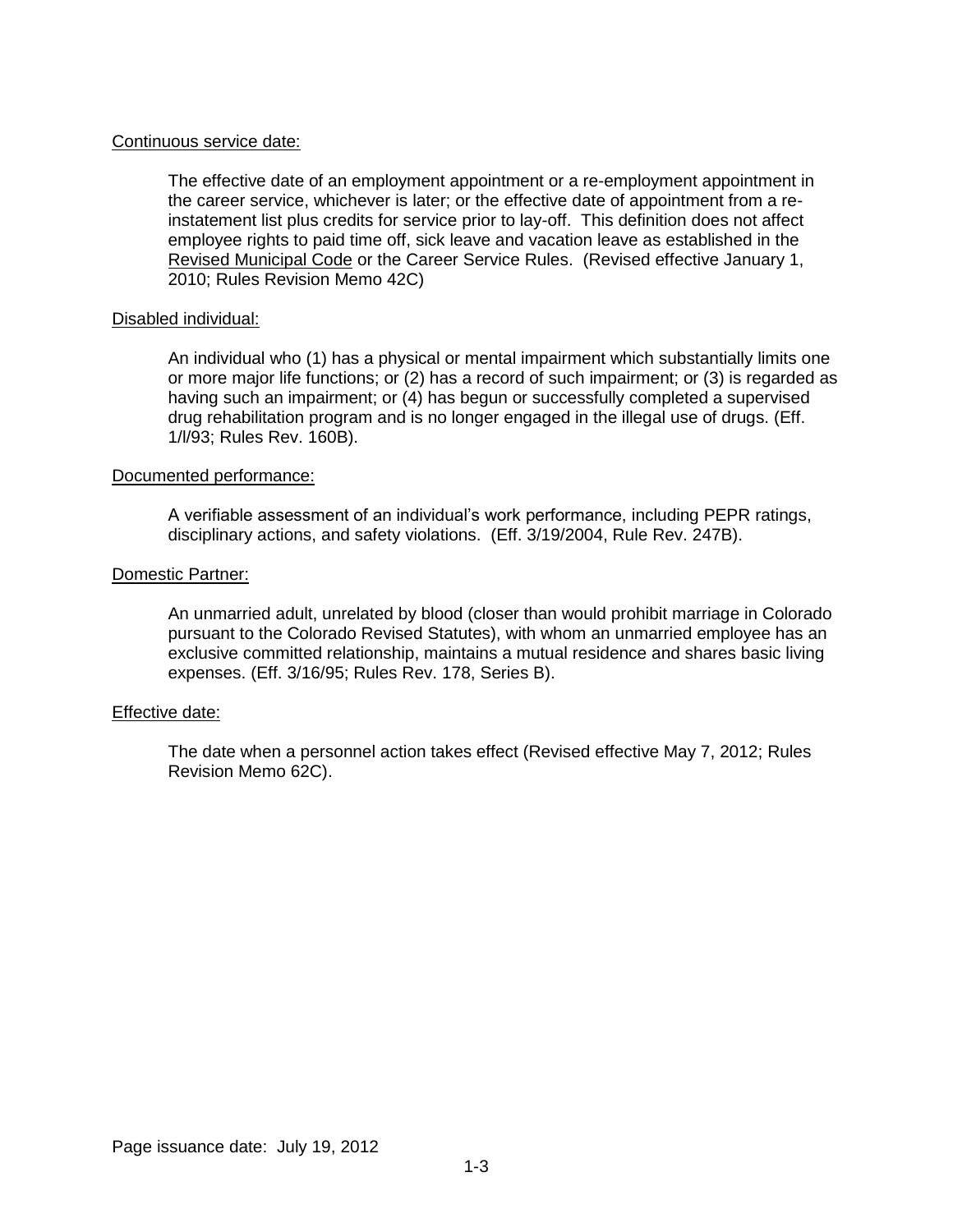Continuous service date:

The effective date of an employment appointment or a re-employment appointment in the career service, whichever is later; or the effective date of appointment from a re-instatement list plus credits for service prior to lay-off. This definition does not affect employee rights to paid time off, sick leave and vacation leave as established in the Revised Municipal Code or the Career Service Rules. (Revised effective January 1, 2010; Rules Revision Memo 42C)

Disabled individual:

An individual who (1) has a physical or mental impairment which substantially limits one or more major life functions; or (2) has a record of such impairment; or (3) is regarded as having such an impairment; or (4) has begun or successfully completed a supervised drug rehabilitation program and is no longer engaged in the illegal use of drugs. (Eff. 1/l/93; Rules Rev. 160B).

Documented performance:

A verifiable assessment of an individual's work performance, including PEPR ratings, disciplinary actions, and safety violations. (Eff. 3/19/2004, Rule Rev. 247B).

Domestic Partner:

An unmarried adult, unrelated by blood (closer than would prohibit marriage in Colorado pursuant to the Colorado Revised Statutes), with whom an unmarried employee has an exclusive committed relationship, maintains a mutual residence and shares basic living expenses. (Eff. 3/16/95; Rules Rev. 178, Series B).

Effective date:

The date when a personnel action takes effect (Revised effective May 7, 2012; Rules Revision Memo 62C).

Page issuance date: July 19, 2012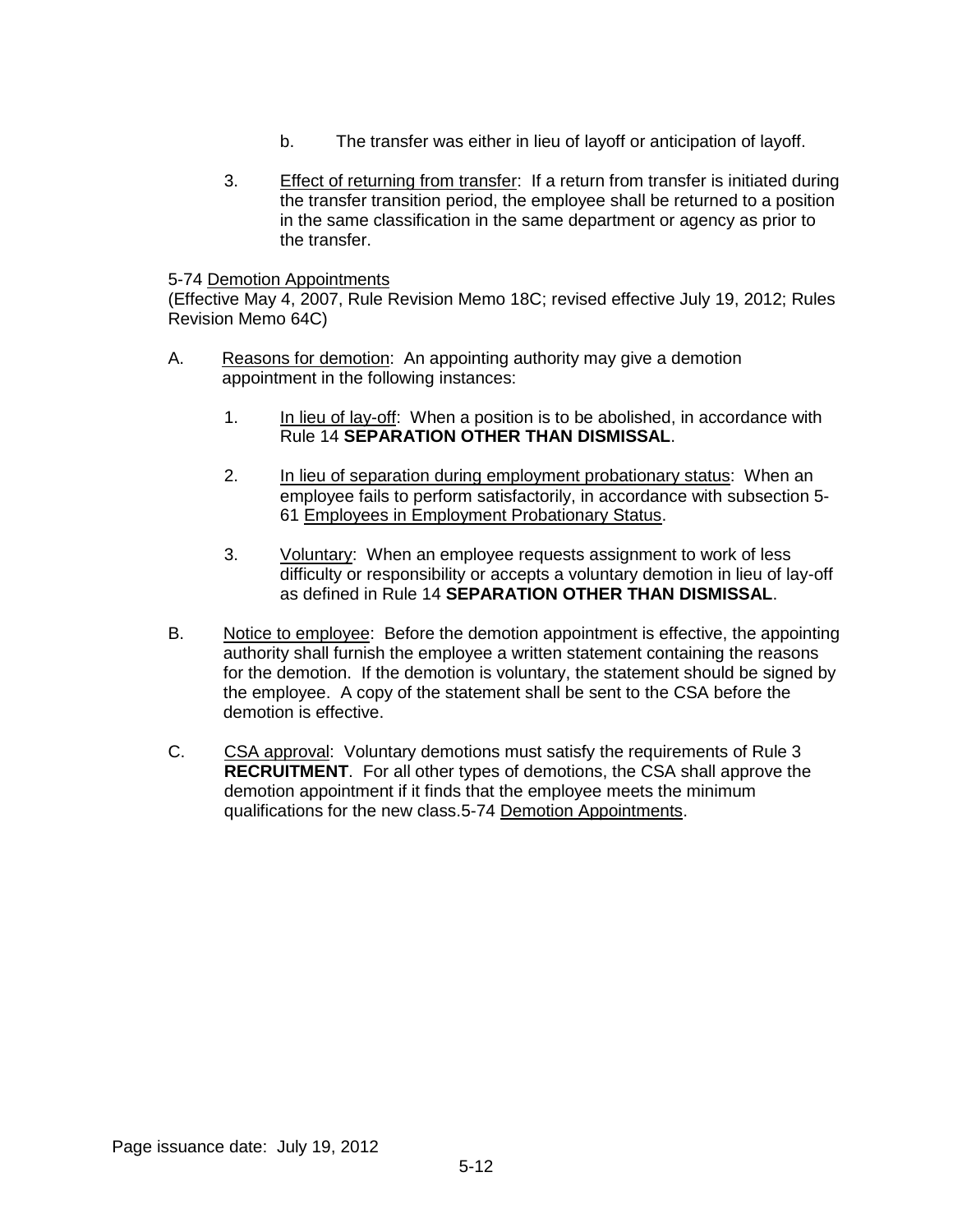b. The transfer was either in lieu of layoff or anticipation of layoff.

3. Effect of returning from transfer: If a return from transfer is initiated during the transfer transition period, the employee shall be returned to a position in the same classification in the same department or agency as prior to the transfer.

5-74 Demotion Appointments
(Effective May 4, 2007, Rule Revision Memo 18C; revised effective July 19, 2012; Rules Revision Memo 64C)

A. Reasons for demotion: An appointing authority may give a demotion appointment in the following instances:

   1. In lieu of lay-off: When a position is to be abolished, in accordance with Rule 14 **SEPARATION OTHER THAN DISMISSAL**.

   2. In lieu of separation during employment probationary status: When an employee fails to perform satisfactorily, in accordance with subsection 5-61 Employees in Employment Probationary Status.

   3. Voluntary: When an employee requests assignment to work of less difficulty or responsibility or accepts a voluntary demotion in lieu of lay-off as defined in Rule 14 **SEPARATION OTHER THAN DISMISSAL**.

B. Notice to employee: Before the demotion appointment is effective, the appointing authority shall furnish the employee a written statement containing the reasons for the demotion. If the demotion is voluntary, the statement should be signed by the employee. A copy of the statement shall be sent to the CSA before the demotion is effective.

C. CSA approval: Voluntary demotions must satisfy the requirements of Rule 3 **RECRUITMENT**. For all other types of demotions, the CSA shall approve the demotion appointment if it finds that the employee meets the minimum qualifications for the new class.5-74 Demotion Appointments.

Page issuance date: July 19, 2012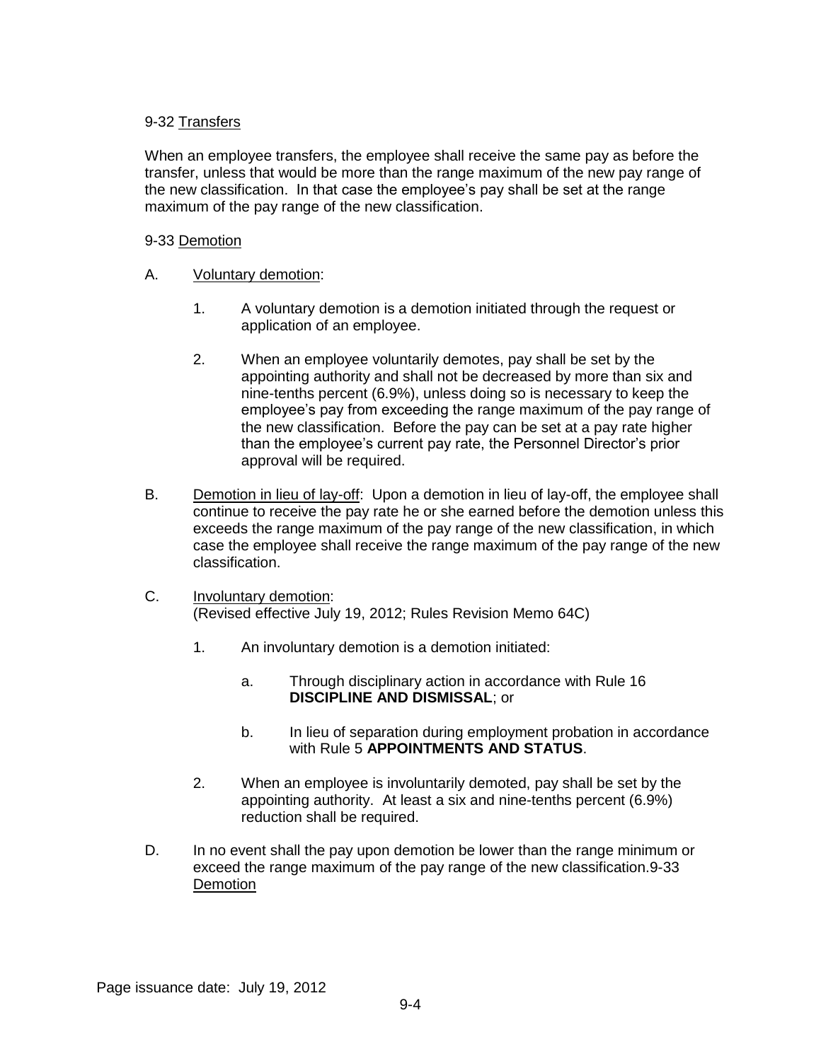9-32 <u>Transfers</u>

When an employee transfers, the employee shall receive the same pay as before the transfer, unless that would be more than the range maximum of the new pay range of the new classification. In that case the employee's pay shall be set at the range maximum of the pay range of the new classification.

9-33 <u>Demotion</u>

A. <u>Voluntary demotion</u>:

   1. A voluntary demotion is a demotion initiated through the request or application of an employee.

   2. When an employee voluntarily demotes, pay shall be set by the appointing authority and shall not be decreased by more than six and nine-tenths percent (6.9%), unless doing so is necessary to keep the employee's pay from exceeding the range maximum of the pay range of the new classification. Before the pay can be set at a pay rate higher than the employee's current pay rate, the Personnel Director's prior approval will be required.

B. <u>Demotion in lieu of lay-off</u>: Upon a demotion in lieu of lay-off, the employee shall continue to receive the pay rate he or she earned before the demotion unless this exceeds the range maximum of the pay range of the new classification, in which case the employee shall receive the range maximum of the pay range of the new classification.

C. <u>Involuntary demotion</u>:
(Revised effective July 19, 2012; Rules Revision Memo 64C)

   1. An involuntary demotion is a demotion initiated:

      a. Through disciplinary action in accordance with Rule 16 **DISCIPLINE AND DISMISSAL**; or

      b. In lieu of separation during employment probation in accordance with Rule 5 **APPOINTMENTS AND STATUS**.

   2. When an employee is involuntarily demoted, pay shall be set by the appointing authority. At least a six and nine-tenths percent (6.9%) reduction shall be required.

D. In no event shall the pay upon demotion be lower than the range minimum or exceed the range maximum of the pay range of the new classification.9-33 <u>Demotion</u>

Page issuance date: July 19, 2012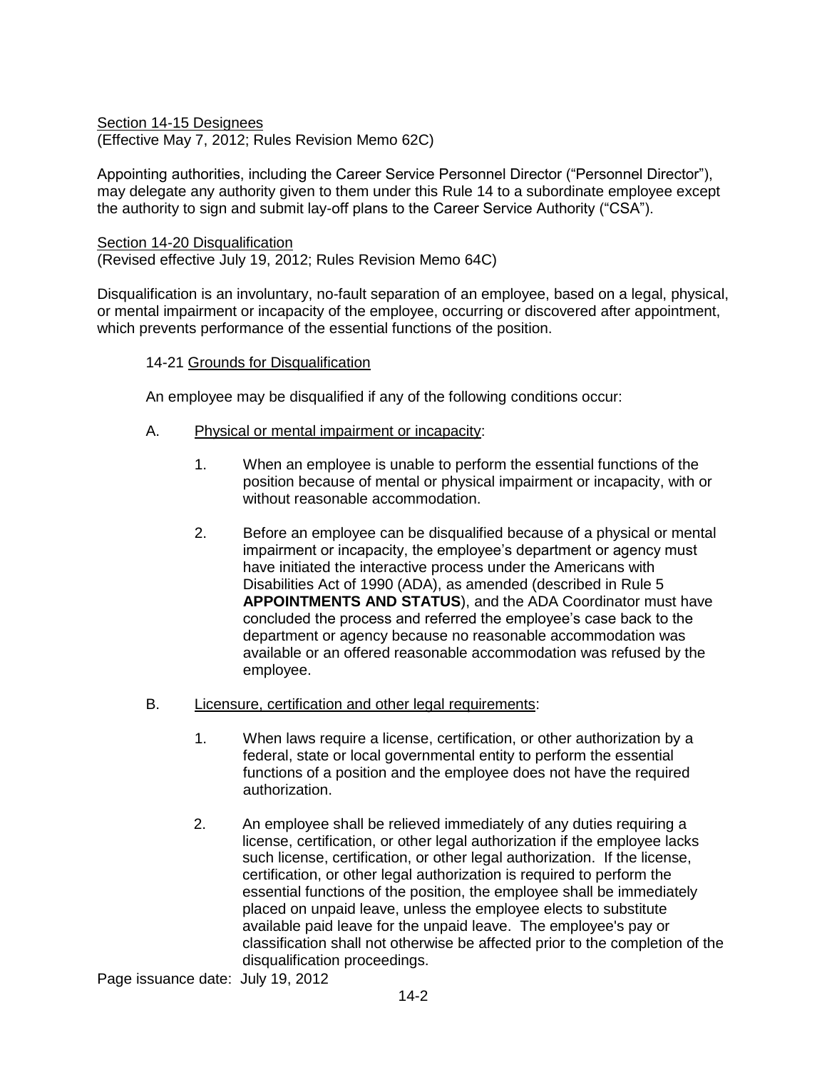Section 14-15 Designees
(Effective May 7, 2012; Rules Revision Memo 62C)

Appointing authorities, including the Career Service Personnel Director ("Personnel Director"), may delegate any authority given to them under this Rule 14 to a subordinate employee except the authority to sign and submit lay-off plans to the Career Service Authority ("CSA").

Section 14-20 Disqualification
(Revised effective July 19, 2012; Rules Revision Memo 64C)

Disqualification is an involuntary, no-fault separation of an employee, based on a legal, physical, or mental impairment or incapacity of the employee, occurring or discovered after appointment, which prevents performance of the essential functions of the position.

14-21 Grounds for Disqualification

An employee may be disqualified if any of the following conditions occur:

A. Physical or mental impairment or incapacity:

1. When an employee is unable to perform the essential functions of the position because of mental or physical impairment or incapacity, with or without reasonable accommodation.

2. Before an employee can be disqualified because of a physical or mental impairment or incapacity, the employee's department or agency must have initiated the interactive process under the Americans with Disabilities Act of 1990 (ADA), as amended (described in Rule 5 **APPOINTMENTS AND STATUS**), and the ADA Coordinator must have concluded the process and referred the employee's case back to the department or agency because no reasonable accommodation was available or an offered reasonable accommodation was refused by the employee.

B. Licensure, certification and other legal requirements:

1. When laws require a license, certification, or other authorization by a federal, state or local governmental entity to perform the essential functions of a position and the employee does not have the required authorization.

2. An employee shall be relieved immediately of any duties requiring a license, certification, or other legal authorization if the employee lacks such license, certification, or other legal authorization. If the license, certification, or other legal authorization is required to perform the essential functions of the position, the employee shall be immediately placed on unpaid leave, unless the employee elects to substitute available paid leave for the unpaid leave. The employee's pay or classification shall not otherwise be affected prior to the completion of the disqualification proceedings.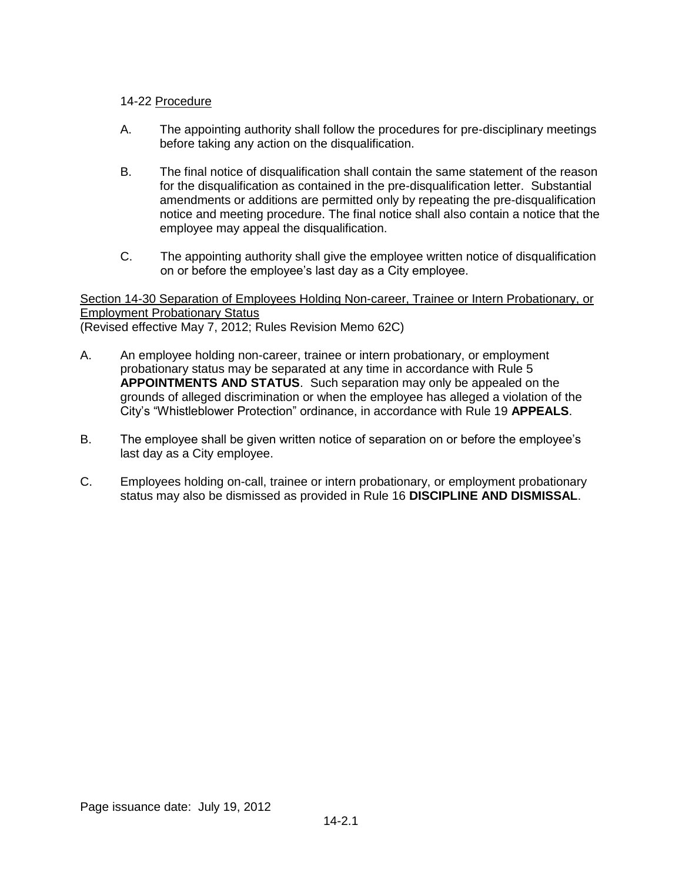14-22 Procedure

A. The appointing authority shall follow the procedures for pre-disciplinary meetings before taking any action on the disqualification.

B. The final notice of disqualification shall contain the same statement of the reason for the disqualification as contained in the pre-disqualification letter. Substantial amendments or additions are permitted only by repeating the pre-disqualification notice and meeting procedure. The final notice shall also contain a notice that the employee may appeal the disqualification.

C. The appointing authority shall give the employee written notice of disqualification on or before the employee's last day as a City employee.

Section 14-30 Separation of Employees Holding Non-career, Trainee or Intern Probationary, or Employment Probationary Status
(Revised effective May 7, 2012; Rules Revision Memo 62C)

A. An employee holding non-career, trainee or intern probationary, or employment probationary status may be separated at any time in accordance with Rule 5 **APPOINTMENTS AND STATUS**. Such separation may only be appealed on the grounds of alleged discrimination or when the employee has alleged a violation of the City's "Whistleblower Protection" ordinance, in accordance with Rule 19 **APPEALS**.

B. The employee shall be given written notice of separation on or before the employee's last day as a City employee.

C. Employees holding on-call, trainee or intern probationary, or employment probationary status may also be dismissed as provided in Rule 16 **DISCIPLINE AND DISMISSAL**.

Page issuance date: July 19, 2012